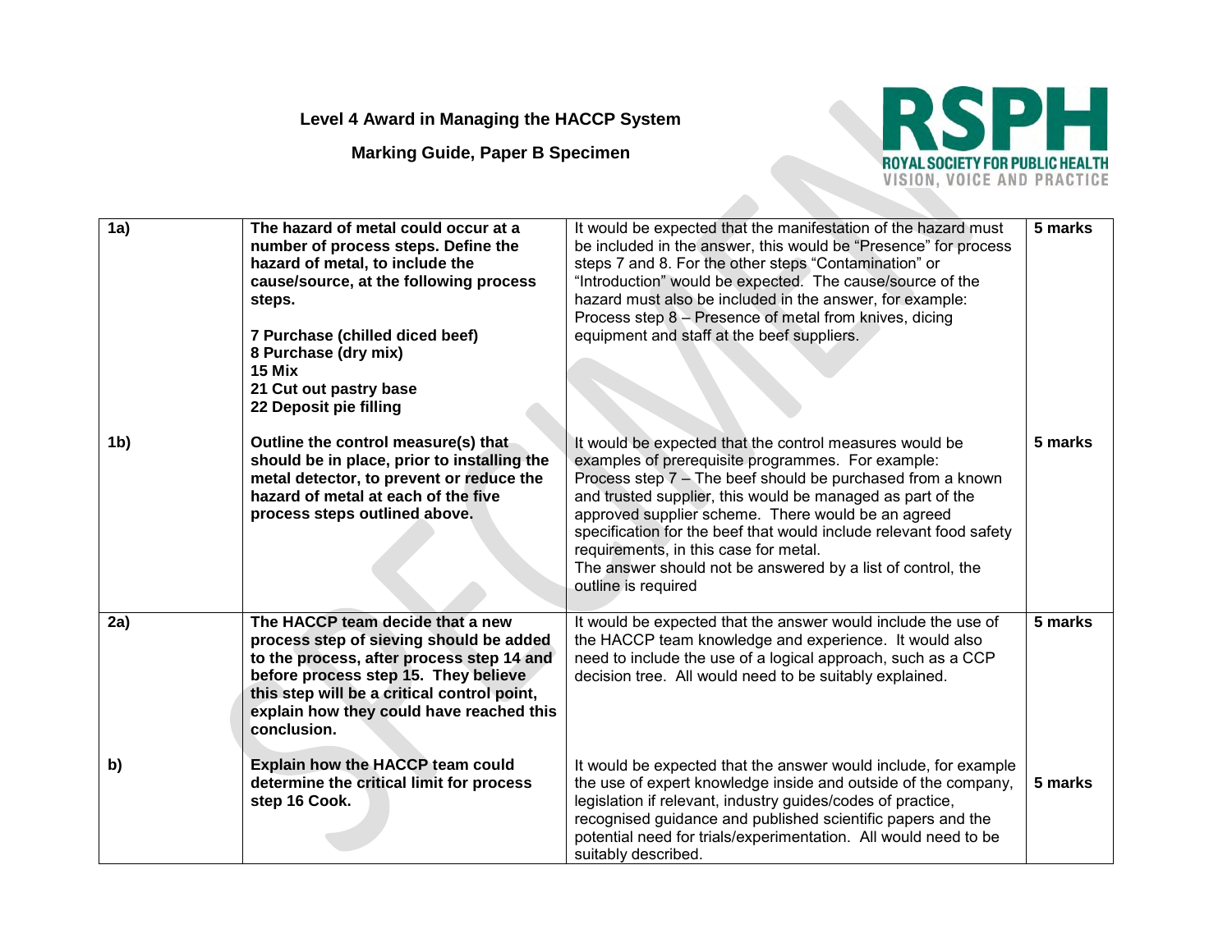**Level 4 Award in Managing the HACCP System**

**Marking Guide, Paper B Specimen**

| | | | |
|---|---|---|---|
| **1a)** | **The hazard of metal could occur at a number of process steps. Define the hazard of metal, to include the cause/source, at the following process steps.**<br><br>**7 Purchase (chilled diced beef)**<br>**8 Purchase (dry mix)**<br>**15 Mix**<br>**21 Cut out pastry base**<br>**22 Deposit pie filling** | It would be expected that the manifestation of the hazard must be included in the answer, this would be "Presence" for process steps 7 and 8. For the other steps "Contamination" or "Introduction" would be expected. The cause/source of the hazard must also be included in the answer, for example: Process step 8 – Presence of metal from knives, dicing equipment and staff at the beef suppliers. | **5 marks** |
| **1b)** | **Outline the control measure(s) that should be in place, prior to installing the metal detector, to prevent or reduce the hazard of metal at each of the five process steps outlined above.** | It would be expected that the control measures would be examples of prerequisite programmes. For example: Process step 7 – The beef should be purchased from a known and trusted supplier, this would be managed as part of the approved supplier scheme. There would be an agreed specification for the beef that would include relevant food safety requirements, in this case for metal.<br>The answer should not be answered by a list of control, the outline is required | **5 marks** |
| **2a)** | **The HACCP team decide that a new process step of sieving should be added to the process, after process step 14 and before process step 15. They believe this step will be a critical control point, explain how they could have reached this conclusion.** | It would be expected that the answer would include the use of the HACCP team knowledge and experience. It would also need to include the use of a logical approach, such as a CCP decision tree. All would need to be suitably explained. | **5 marks** |
| **b)** | **Explain how the HACCP team could determine the critical limit for process step 16 Cook.** | It would be expected that the answer would include, for example the use of expert knowledge inside and outside of the company, legislation if relevant, industry guides/codes of practice, recognised guidance and published scientific papers and the potential need for trials/experimentation. All would need to be suitably described. | **5 marks** |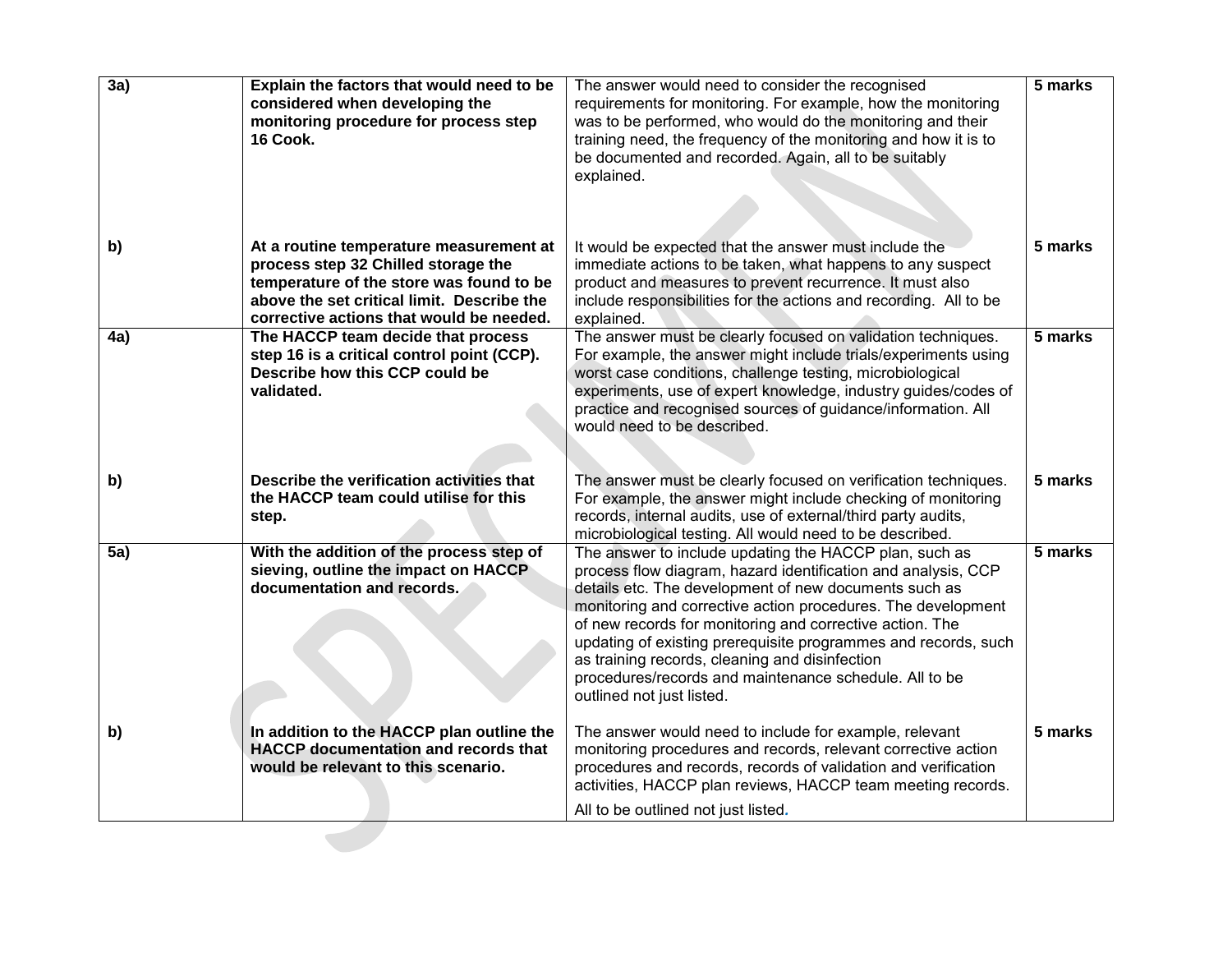| | | | |
|---|---|---|---|
| 3a) | **Explain the factors that would need to be considered when developing the monitoring procedure for process step 16 Cook.** | The answer would need to consider the recognised requirements for monitoring. For example, how the monitoring was to be performed, who would do the monitoring and their training need, the frequency of the monitoring and how it is to be documented and recorded. Again, all to be suitably explained. | **5 marks** |
| b) | **At a routine temperature measurement at process step 32 Chilled storage the temperature of the store was found to be above the set critical limit. Describe the corrective actions that would be needed.** | It would be expected that the answer must include the immediate actions to be taken, what happens to any suspect product and measures to prevent recurrence. It must also include responsibilities for the actions and recording. All to be explained. | **5 marks** |
| 4a) | **The HACCP team decide that process step 16 is a critical control point (CCP). Describe how this CCP could be validated.** | The answer must be clearly focused on validation techniques. For example, the answer might include trials/experiments using worst case conditions, challenge testing, microbiological experiments, use of expert knowledge, industry guides/codes of practice and recognised sources of guidance/information. All would need to be described. | **5 marks** |
| b) | **Describe the verification activities that the HACCP team could utilise for this step.** | The answer must be clearly focused on verification techniques. For example, the answer might include checking of monitoring records, internal audits, use of external/third party audits, microbiological testing. All would need to be described. | **5 marks** |
| 5a) | **With the addition of the process step of sieving, outline the impact on HACCP documentation and records.** | The answer to include updating the HACCP plan, such as process flow diagram, hazard identification and analysis, CCP details etc. The development of new documents such as monitoring and corrective action procedures. The development of new records for monitoring and corrective action. The updating of existing prerequisite programmes and records, such as training records, cleaning and disinfection procedures/records and maintenance schedule. All to be outlined not just listed. | **5 marks** |
| b) | **In addition to the HACCP plan outline the HACCP documentation and records that would be relevant to this scenario.** | The answer would need to include for example, relevant monitoring procedures and records, relevant corrective action procedures and records, records of validation and verification activities, HACCP plan reviews, HACCP team meeting records. All to be outlined not just listed. | **5 marks** |